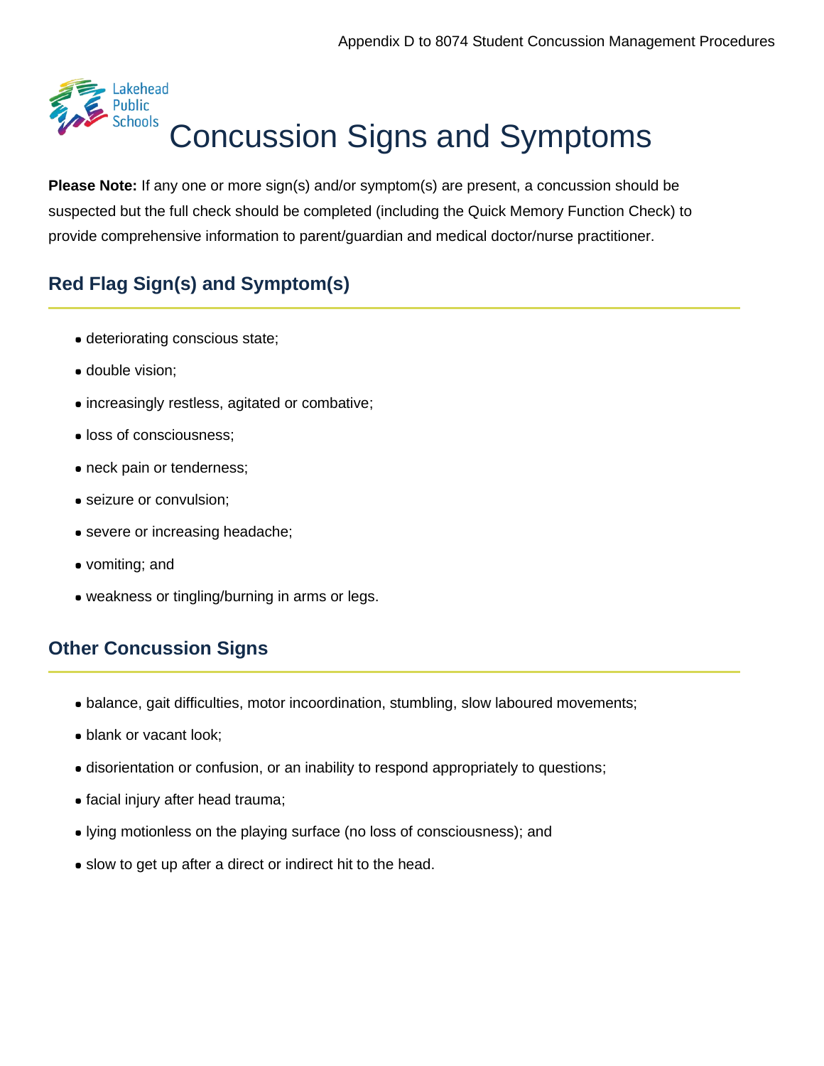Lakehead Public Schools

# Concussion Signs and Symptoms

**Please Note:** If any one or more sign(s) and/or symptom(s) are present, a concussion should be suspected but the full check should be completed (including the Quick Memory Function Check) to provide comprehensive information to parent/guardian and medical doctor/nurse practitioner.

## Red Flag Sign(s) and Symptom(s)

- deteriorating conscious state;
- double vision;
- increasingly restless, agitated or combative;
- loss of consciousness;
- neck pain or tenderness;
- seizure or convulsion;
- severe or increasing headache;
- vomiting; and
- weakness or tingling/burning in arms or legs.

## Other Concussion Signs

- balance, gait difficulties, motor incoordination, stumbling, slow laboured movements;
- blank or vacant look;
- disorientation or confusion, or an inability to respond appropriately to questions;
- facial injury after head trauma;
- lying motionless on the playing surface (no loss of consciousness); and
- slow to get up after a direct or indirect hit to the head.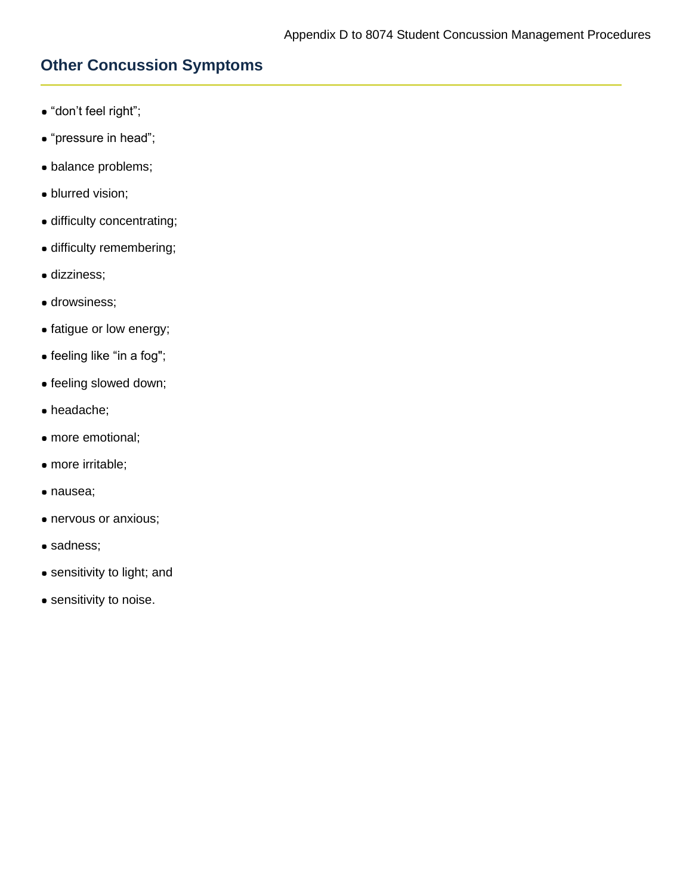## Other Concussion Symptoms

- "don't feel right";
- "pressure in head";
- balance problems;
- blurred vision;
- difficulty concentrating;
- difficulty remembering;
- dizziness;
- drowsiness;
- fatigue or low energy;
- feeling like "in a fog";
- feeling slowed down;
- headache;
- more emotional;
- more irritable;
- nausea;
- nervous or anxious;
- sadness;
- sensitivity to light; and
- sensitivity to noise.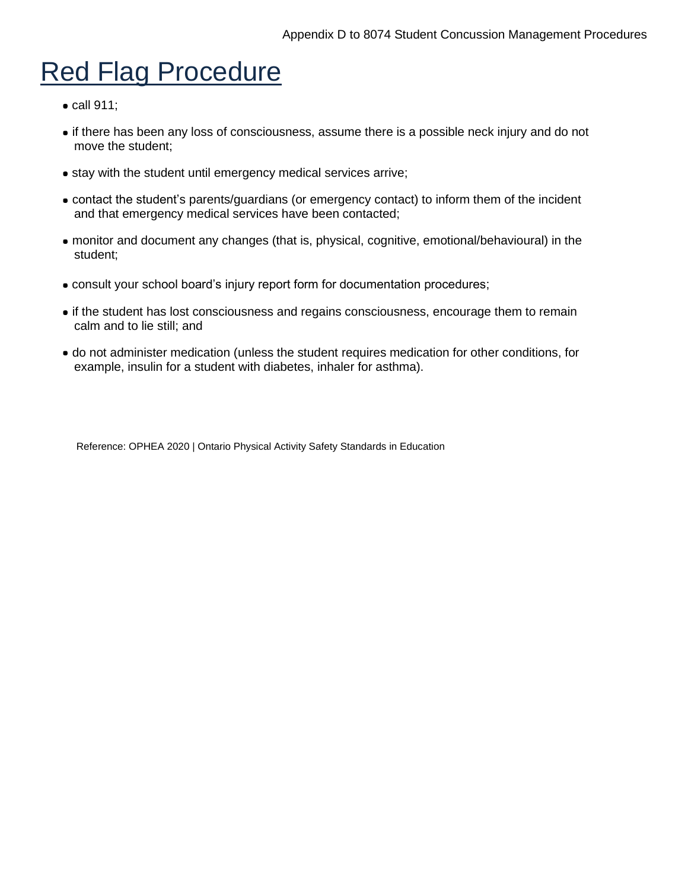# Red Flag Procedure

- call 911;
- if there has been any loss of consciousness, assume there is a possible neck injury and do not move the student;
- stay with the student until emergency medical services arrive;
- contact the student's parents/guardians (or emergency contact) to inform them of the incident and that emergency medical services have been contacted;
- monitor and document any changes (that is, physical, cognitive, emotional/behavioural) in the student;
- consult your school board's injury report form for documentation procedures;
- if the student has lost consciousness and regains consciousness, encourage them to remain calm and to lie still; and
- do not administer medication (unless the student requires medication for other conditions, for example, insulin for a student with diabetes, inhaler for asthma).

Reference: OPHEA 2020 | Ontario Physical Activity Safety Standards in Education